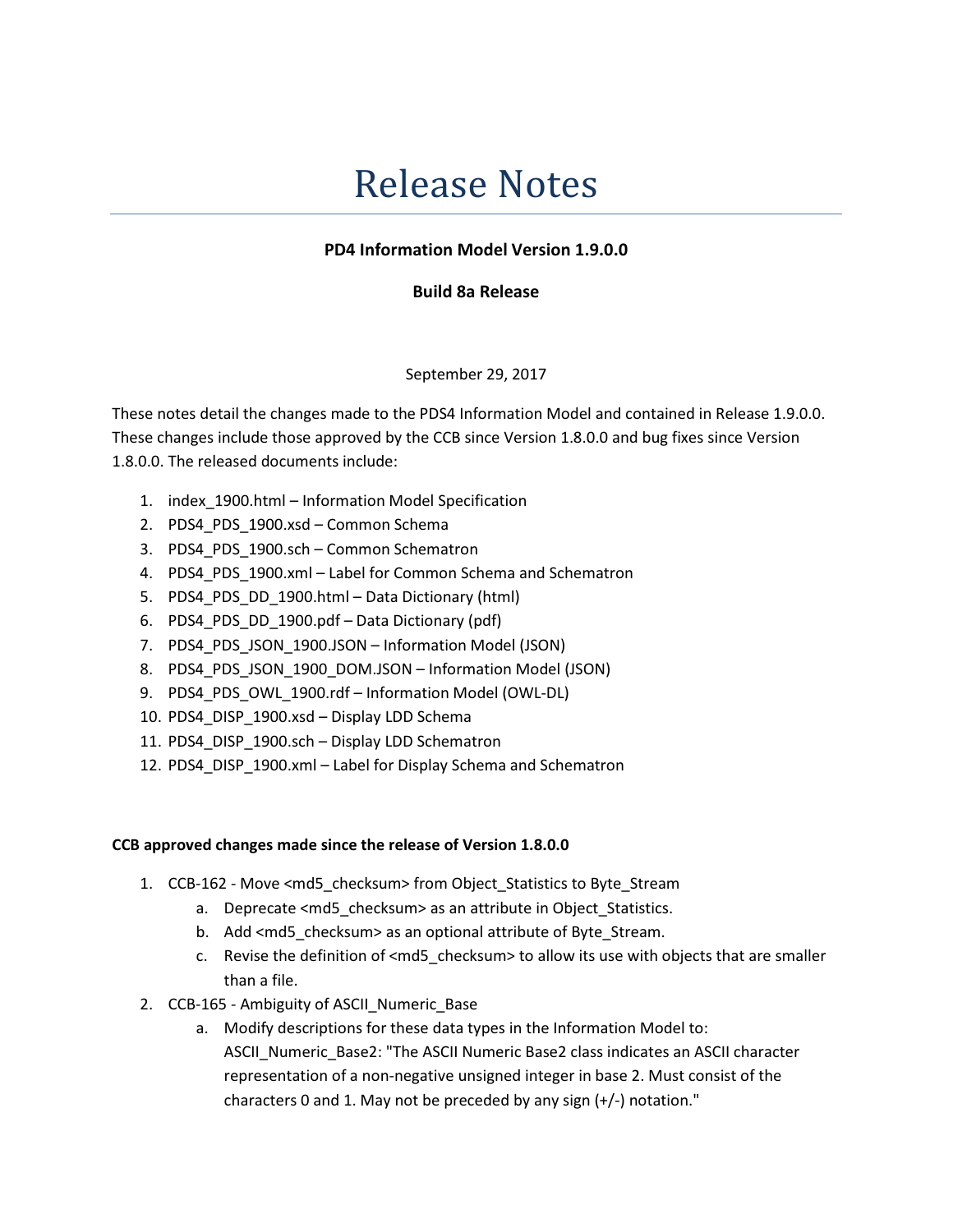# Release Notes

**PD4 Information Model Version 1.9.0.0**

**Build 8a Release**

September 29, 2017

These notes detail the changes made to the PDS4 Information Model and contained in Release 1.9.0.0. These changes include those approved by the CCB since Version 1.8.0.0 and bug fixes since Version 1.8.0.0. The released documents include:

1. index_1900.html – Information Model Specification
2. PDS4_PDS_1900.xsd – Common Schema
3. PDS4_PDS_1900.sch – Common Schematron
4. PDS4_PDS_1900.xml – Label for Common Schema and Schematron
5. PDS4_PDS_DD_1900.html – Data Dictionary (html)
6. PDS4_PDS_DD_1900.pdf – Data Dictionary (pdf)
7. PDS4_PDS_JSON_1900.JSON – Information Model (JSON)
8. PDS4_PDS_JSON_1900_DOM.JSON – Information Model (JSON)
9. PDS4_PDS_OWL_1900.rdf – Information Model (OWL-DL)
10. PDS4_DISP_1900.xsd – Display LDD Schema
11. PDS4_DISP_1900.sch – Display LDD Schematron
12. PDS4_DISP_1900.xml – Label for Display Schema and Schematron

**CCB approved changes made since the release of Version 1.8.0.0**

1. CCB-162 - Move <md5_checksum> from Object_Statistics to Byte_Stream
    a. Deprecate <md5_checksum> as an attribute in Object_Statistics.
    b. Add <md5_checksum> as an optional attribute of Byte_Stream.
    c. Revise the definition of <md5_checksum> to allow its use with objects that are smaller than a file.
2. CCB-165 - Ambiguity of ASCII_Numeric_Base
    a. Modify descriptions for these data types in the Information Model to: ASCII_Numeric_Base2: "The ASCII Numeric Base2 class indicates an ASCII character representation of a non-negative unsigned integer in base 2. Must consist of the characters 0 and 1. May not be preceded by any sign (+/-) notation."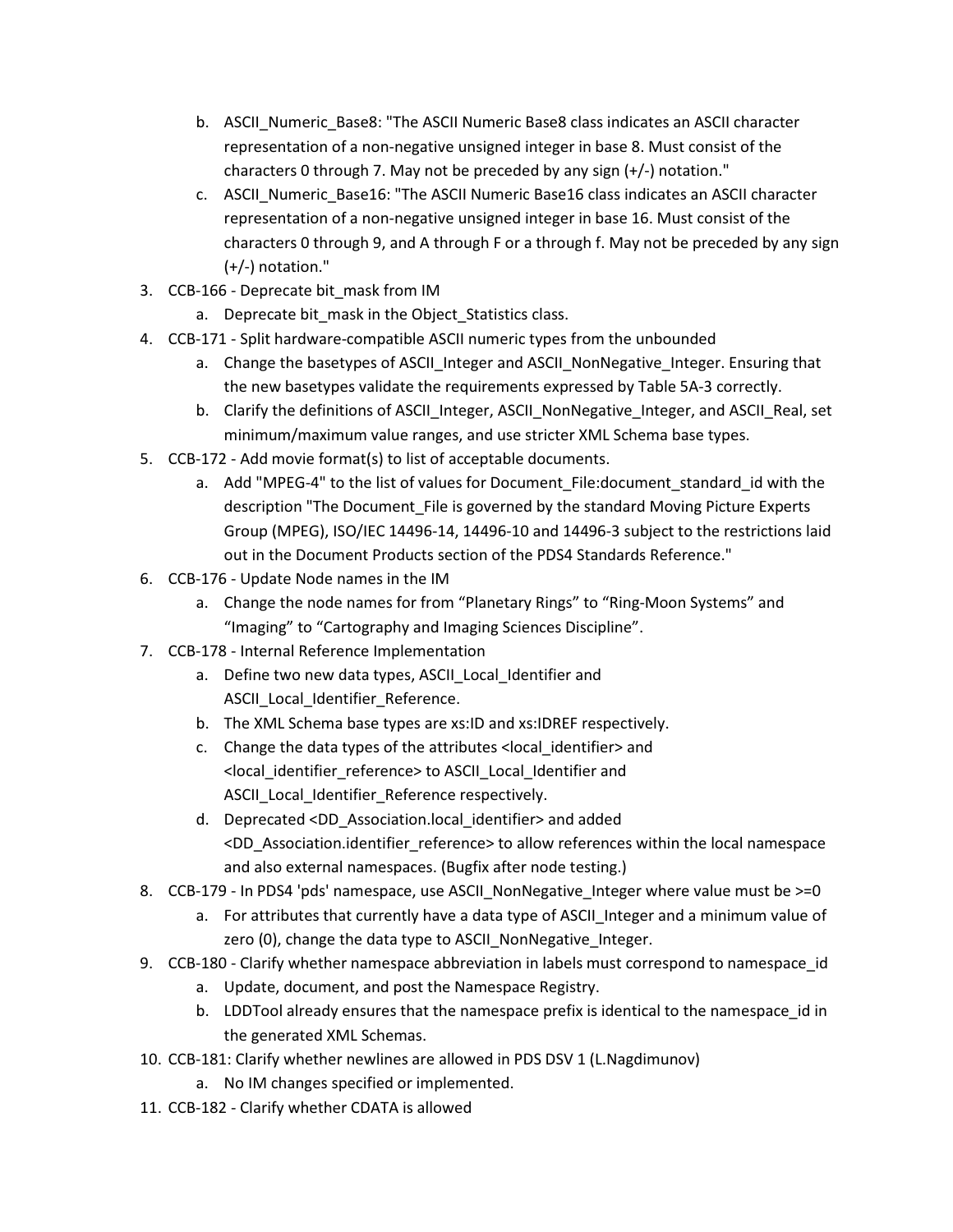b. ASCII_Numeric_Base8: "The ASCII Numeric Base8 class indicates an ASCII character representation of a non-negative unsigned integer in base 8. Must consist of the characters 0 through 7. May not be preceded by any sign (+/-) notation."
   c. ASCII_Numeric_Base16: "The ASCII Numeric Base16 class indicates an ASCII character representation of a non-negative unsigned integer in base 16. Must consist of the characters 0 through 9, and A through F or a through f. May not be preceded by any sign (+/-) notation."

3. CCB-166 - Deprecate bit_mask from IM
   a. Deprecate bit_mask in the Object_Statistics class.
4. CCB-171 - Split hardware-compatible ASCII numeric types from the unbounded
   a. Change the basetypes of ASCII_Integer and ASCII_NonNegative_Integer. Ensuring that the new basetypes validate the requirements expressed by Table 5A-3 correctly.
   b. Clarify the definitions of ASCII_Integer, ASCII_NonNegative_Integer, and ASCII_Real, set minimum/maximum value ranges, and use stricter XML Schema base types.
5. CCB-172 - Add movie format(s) to list of acceptable documents.
   a. Add "MPEG-4" to the list of values for Document_File:document_standard_id with the description "The Document_File is governed by the standard Moving Picture Experts Group (MPEG), ISO/IEC 14496-14, 14496-10 and 14496-3 subject to the restrictions laid out in the Document Products section of the PDS4 Standards Reference."
6. CCB-176 - Update Node names in the IM
   a. Change the node names for from “Planetary Rings” to “Ring-Moon Systems” and “Imaging” to “Cartography and Imaging Sciences Discipline”.
7. CCB-178 - Internal Reference Implementation
   a. Define two new data types, ASCII_Local_Identifier and ASCII_Local_Identifier_Reference.
   b. The XML Schema base types are xs:ID and xs:IDREF respectively.
   c. Change the data types of the attributes <local_identifier> and <local_identifier_reference> to ASCII_Local_Identifier and ASCII_Local_Identifier_Reference respectively.
   d. Deprecated <DD_Association.local_identifier> and added <DD_Association.identifier_reference> to allow references within the local namespace and also external namespaces. (Bugfix after node testing.)
8. CCB-179 - In PDS4 'pds' namespace, use ASCII_NonNegative_Integer where value must be >=0
   a. For attributes that currently have a data type of ASCII_Integer and a minimum value of zero (0), change the data type to ASCII_NonNegative_Integer.
9. CCB-180 - Clarify whether namespace abbreviation in labels must correspond to namespace_id
   a. Update, document, and post the Namespace Registry.
   b. LDDTool already ensures that the namespace prefix is identical to the namespace_id in the generated XML Schemas.
10. CCB-181: Clarify whether newlines are allowed in PDS DSV 1 (L.Nagdimunov)
    a. No IM changes specified or implemented.
11. CCB-182 - Clarify whether CDATA is allowed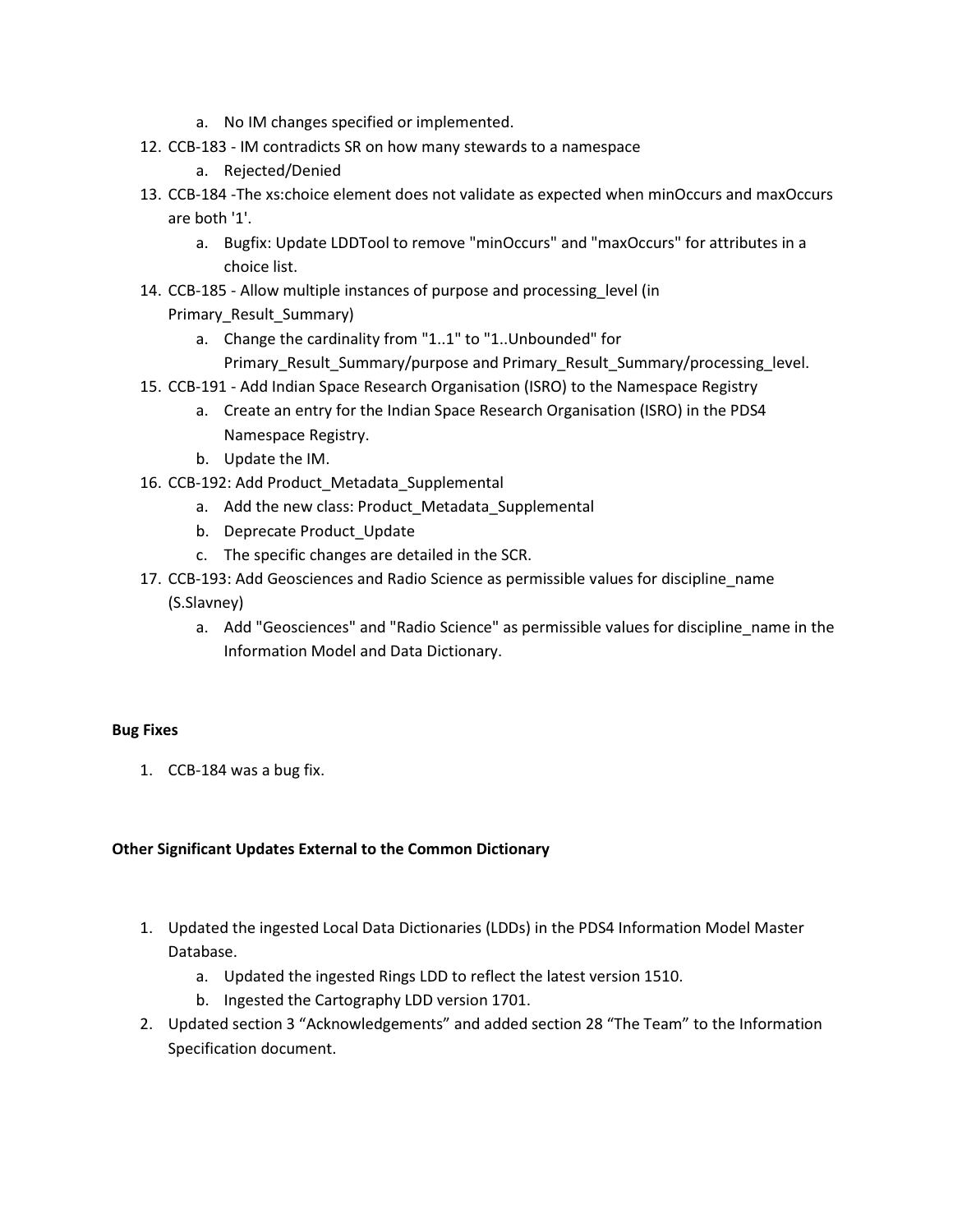a. No IM changes specified or implemented.

12. CCB-183 - IM contradicts SR on how many stewards to a namespace
    a. Rejected/Denied
13. CCB-184 -The xs:choice element does not validate as expected when minOccurs and maxOccurs are both '1'.
    a. Bugfix: Update LDDTool to remove "minOccurs" and "maxOccurs" for attributes in a choice list.
14. CCB-185 - Allow multiple instances of purpose and processing_level (in Primary_Result_Summary)
    a. Change the cardinality from "1..1" to "1..Unbounded" for Primary_Result_Summary/purpose and Primary_Result_Summary/processing_level.
15. CCB-191 - Add Indian Space Research Organisation (ISRO) to the Namespace Registry
    a. Create an entry for the Indian Space Research Organisation (ISRO) in the PDS4 Namespace Registry.
    b. Update the IM.
16. CCB-192: Add Product_Metadata_Supplemental
    a. Add the new class: Product_Metadata_Supplemental
    b. Deprecate Product_Update
    c. The specific changes are detailed in the SCR.
17. CCB-193: Add Geosciences and Radio Science as permissible values for discipline_name (S.Slavney)
    a. Add "Geosciences" and "Radio Science" as permissible values for discipline_name in the Information Model and Data Dictionary.

**Bug Fixes**

1. CCB-184 was a bug fix.

**Other Significant Updates External to the Common Dictionary**

1. Updated the ingested Local Data Dictionaries (LDDs) in the PDS4 Information Model Master Database.
   a. Updated the ingested Rings LDD to reflect the latest version 1510.
   b. Ingested the Cartography LDD version 1701.
2. Updated section 3 “Acknowledgements” and added section 28 “The Team” to the Information Specification document.